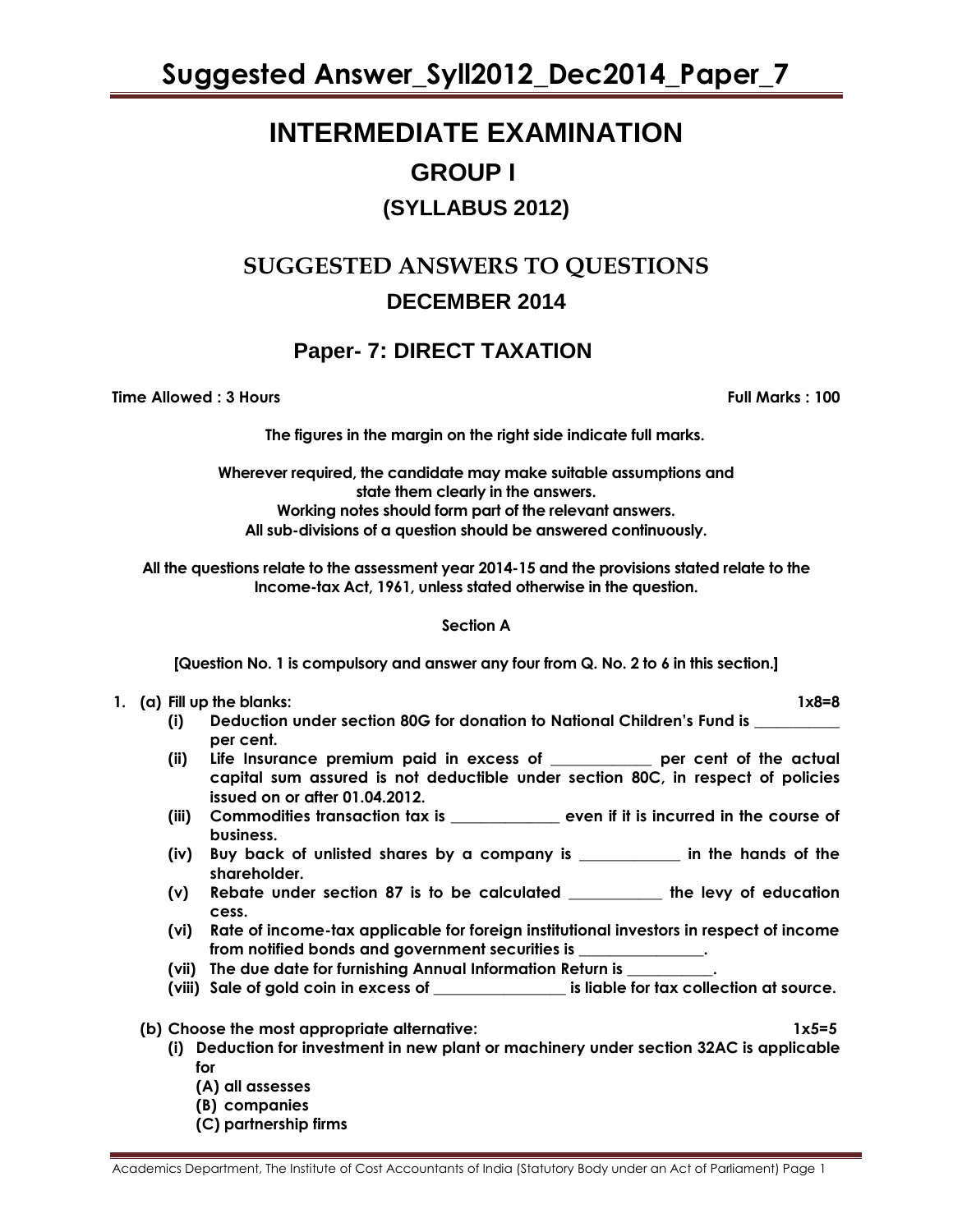# INTERMEDIATE EXAMINATION

## GROUP I

### (SYLLABUS 2012)

## SUGGESTED ANSWERS TO QUESTIONS

### DECEMBER 2014

## Paper- 7: DIRECT TAXATION

**Time Allowed : 3 Hours** **Full Marks : 100**

**The figures in the margin on the right side indicate full marks.**

**Wherever required, the candidate may make suitable assumptions and state them clearly in the answers.**
**Working notes should form part of the relevant answers.**
**All sub-divisions of a question should be answered continuously.**

**All the questions relate to the assessment year 2014-15 and the provisions stated relate to the Income-tax Act, 1961, unless stated otherwise in the question.**

**Section A**

**[Question No. 1 is compulsory and answer any four from Q. No. 2 to 6 in this section.]**

**1. (a) Fill up the blanks:** **1x8=8**

- **(i)** **Deduction under section 80G for donation to National Children's Fund is ___________ per cent.**
- **(ii)** **Life Insurance premium paid in excess of _____________ per cent of the actual capital sum assured is not deductible under section 80C, in respect of policies issued on or after 01.04.2012.**
- **(iii)** **Commodities transaction tax is ______________ even if it is incurred in the course of business.**
- **(iv)** **Buy back of unlisted shares by a company is _____________ in the hands of the shareholder.**
- **(v)** **Rebate under section 87 is to be calculated ____________ the levy of education cess.**
- **(vi)** **Rate of income-tax applicable for foreign institutional investors in respect of income from notified bonds and government securities is ________________.**
- **(vii)** **The due date for furnishing Annual Information Return is ___________.**
- **(viii)** **Sale of gold coin in excess of _________________ is liable for tax collection at source.**

**(b) Choose the most appropriate alternative:** **1x5=5**

- **(i) Deduction for investment in new plant or machinery under section 32AC is applicable for**
  - **(A) all assesses**
  - **(B) companies**
  - **(C) partnership firms**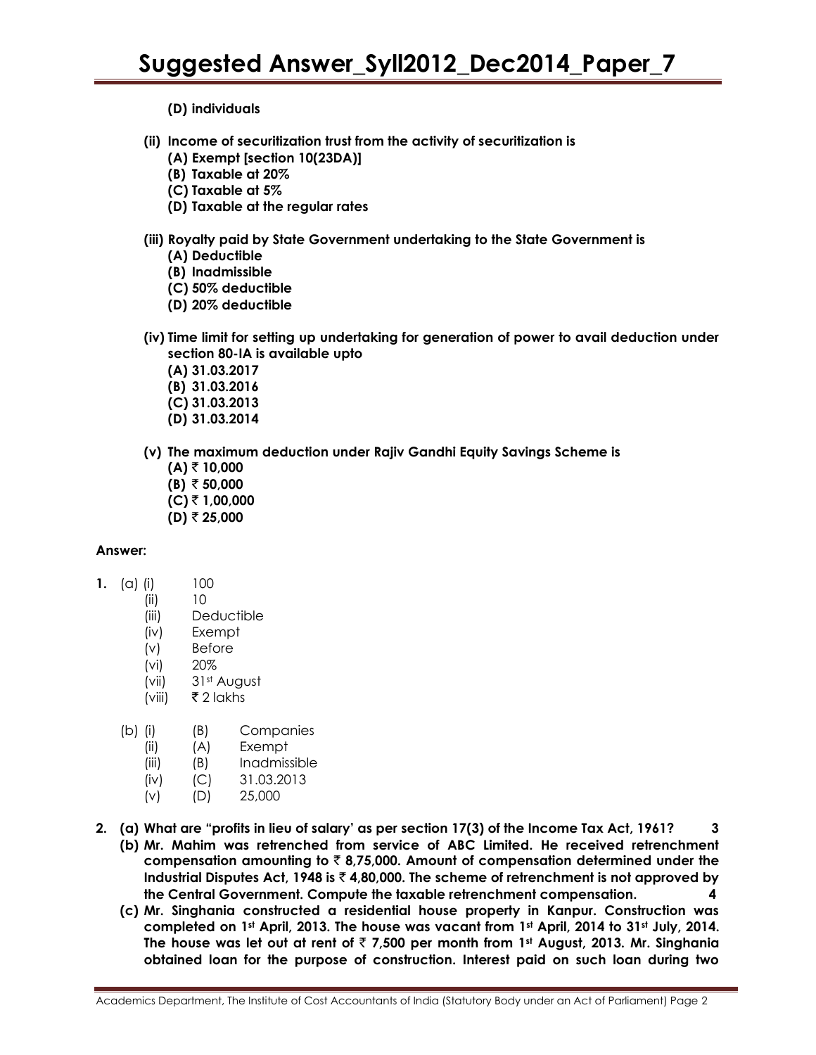**(D) individuals**

**(ii) Income of securitization trust from the activity of securitization is**

**(A) Exempt [section 10(23DA)]**

**(B) Taxable at 20%**

**(C) Taxable at 5%**

**(D) Taxable at the regular rates**

**(iii) Royalty paid by State Government undertaking to the State Government is**

**(A) Deductible**

**(B) Inadmissible**

**(C) 50% deductible**

**(D) 20% deductible**

**(iv) Time limit for setting up undertaking for generation of power to avail deduction under section 80-IA is available upto**

**(A) 31.03.2017**

**(B) 31.03.2016**

**(C) 31.03.2013**

**(D) 31.03.2014**

**(v) The maximum deduction under Rajiv Gandhi Equity Savings Scheme is**

**(A) ₹ 10,000**

**(B) ₹ 50,000**

**(C) ₹ 1,00,000**

**(D) ₹ 25,000**

**Answer:**

**1.** (a)

| | |
|---|---|
| (i) | 100 |
| (ii) | 10 |
| (iii) | Deductible |
| (iv) | Exempt |
| (v) | Before |
| (vi) | 20% |
| (vii) | 31st August |
| (viii) | ₹ 2 lakhs |

(b)

| | | |
|---|---|---|
| (i) | (B) | Companies |
| (ii) | (A) | Exempt |
| (iii) | (B) | Inadmissible |
| (iv) | (C) | 31.03.2013 |
| (v) | (D) | 25,000 |

**2. (a) What are "profits in lieu of salary' as per section 17(3) of the Income Tax Act, 1961? 3**

**(b) Mr. Mahim was retrenched from service of ABC Limited. He received retrenchment compensation amounting to ₹ 8,75,000. Amount of compensation determined under the Industrial Disputes Act, 1948 is ₹ 4,80,000. The scheme of retrenchment is not approved by the Central Government. Compute the taxable retrenchment compensation. 4**

**(c) Mr. Singhania constructed a residential house property in Kanpur. Construction was completed on 1st April, 2013. The house was vacant from 1st April, 2014 to 31st July, 2014. The house was let out at rent of ₹ 7,500 per month from 1st August, 2013. Mr. Singhania obtained loan for the purpose of construction. Interest paid on such loan during two**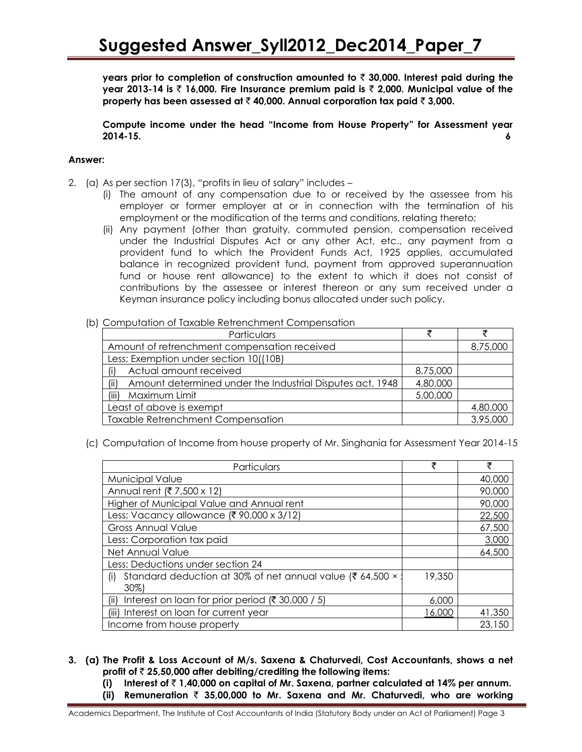**years prior to completion of construction amounted to ₹ 30,000. Interest paid during the year 2013-14 is ₹ 16,000. Fire Insurance premium paid is ₹ 2,000. Municipal value of the property has been assessed at ₹ 40,000. Annual corporation tax paid ₹ 3,000.**

**Compute income under the head "Income from House Property" for Assessment year 2014-15.** **6**

**Answer:**

2. (a) As per section 17(3), "profits in lieu of salary" includes –
   (i) The amount of any compensation due to or received by the assessee from his employer or former employer at or in connection with the termination of his employment or the modification of the terms and conditions, relating thereto;
   (ii) Any payment (other than gratuity, commuted pension, compensation received under the Industrial Disputes Act or any other Act, etc., any payment from a provident fund to which the Provident Funds Act, 1925 applies, accumulated balance in recognized provident fund, payment from approved superannuation fund or house rent allowance) to the extent to which it does not consist of contributions by the assessee or interest thereon or any sum received under a Keyman insurance policy including bonus allocated under such policy.

(b) Computation of Taxable Retrenchment Compensation

| Particulars | ₹ | ₹ |
|---|---|---|
| Amount of retrenchment compensation received | | 8,75,000 |
| Less: Exemption under section 10((10B) | | |
| (i) Actual amount received | 8,75,000 | |
| (ii) Amount determined under the Industrial Disputes act, 1948 | 4,80,000 | |
| (iii) Maximum Limit | 5,00,000 | |
| Least of above is exempt | | 4,80,000 |
| Taxable Retrenchment Compensation | | 3,95,000 |

(c) Computation of Income from house property of Mr. Singhania for Assessment Year 2014-15

| Particulars | ₹ | ₹ |
|---|---|---|
| Municipal Value | | 40,000 |
| Annual rent (₹ 7,500 x 12) | | 90,000 |
| Higher of Municipal Value and Annual rent | | 90,000 |
| Less: Vacancy allowance (₹ 90,000 x 3/12) | | 22,500 |
| Gross Annual Value | | 67,500 |
| Less: Corporation tax paid | | 3,000 |
| Net Annual Value | | 64,500 |
| Less: Deductions under section 24 | | |
| (i) Standard deduction at 30% of net annual value (₹ 64,500 × 30%) | 19,350 | |
| (ii) Interest on loan for prior period (₹ 30,000 / 5) | 6,000 | |
| (iii) Interest on loan for current year | 16,000 | 41,350 |
| Income from house property | | 23,150 |

**3. (a) The Profit & Loss Account of M/s. Saxena & Chaturvedi, Cost Accountants, shows a net profit of ₹ 25,50,000 after debiting/crediting the following items:**
   **(i) Interest of ₹ 1,40,000 on capital of Mr. Saxena, partner calculated at 14% per annum.**
   **(ii) Remuneration ₹ 35,00,000 to Mr. Saxena and Mr. Chaturvedi, who are working**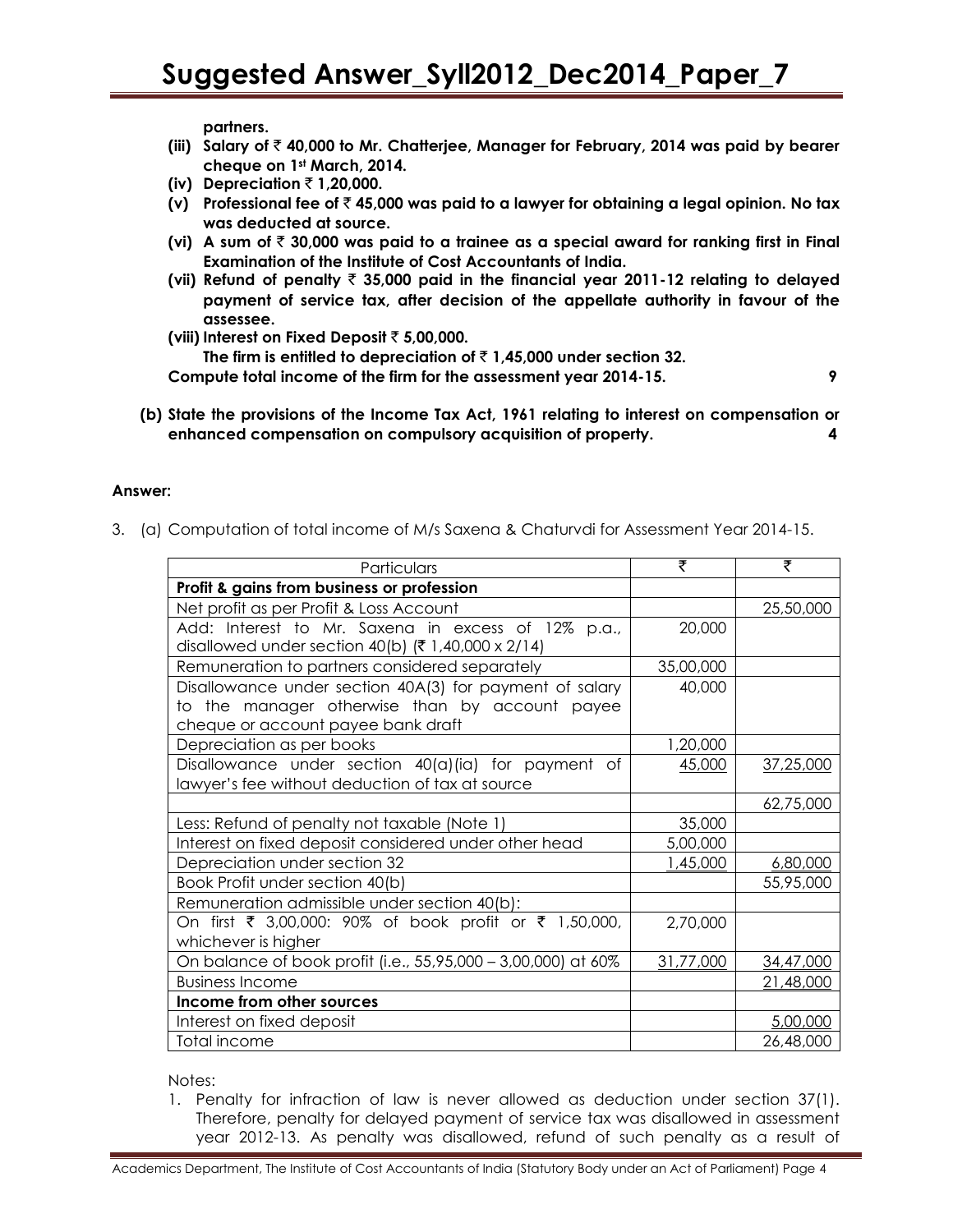**partners.**

- **(iii) Salary of ₹ 40,000 to Mr. Chatterjee, Manager for February, 2014 was paid by bearer cheque on 1st March, 2014.**
- **(iv) Depreciation ₹ 1,20,000.**
- **(v) Professional fee of ₹ 45,000 was paid to a lawyer for obtaining a legal opinion. No tax was deducted at source.**
- **(vi) A sum of ₹ 30,000 was paid to a trainee as a special award for ranking first in Final Examination of the Institute of Cost Accountants of India.**
- **(vii) Refund of penalty ₹ 35,000 paid in the financial year 2011-12 relating to delayed payment of service tax, after decision of the appellate authority in favour of the assessee.**
- **(viii) Interest on Fixed Deposit ₹ 5,00,000.**

**The firm is entitled to depreciation of ₹ 1,45,000 under section 32.**

**Compute total income of the firm for the assessment year 2014-15.** **9**

**(b) State the provisions of the Income Tax Act, 1961 relating to interest on compensation or enhanced compensation on compulsory acquisition of property.** **4**

**Answer:**

3. (a) Computation of total income of M/s Saxena & Chaturvdi for Assessment Year 2014-15.

| Particulars | ₹ | ₹ |
|---|---|---|
| **Profit & gains from business or profession** | | |
| Net profit as per Profit & Loss Account | | 25,50,000 |
| Add: Interest to Mr. Saxena in excess of 12% p.a., disallowed under section 40(b) (₹ 1,40,000 x 2/14) | 20,000 | |
| Remuneration to partners considered separately | 35,00,000 | |
| Disallowance under section 40A(3) for payment of salary to the manager otherwise than by account payee cheque or account payee bank draft | 40,000 | |
| Depreciation as per books | 1,20,000 | |
| Disallowance under section 40(a)(ia) for payment of lawyer's fee without deduction of tax at source | 45,000 | 37,25,000 |
| | | 62,75,000 |
| Less: Refund of penalty not taxable (Note 1) | 35,000 | |
| Interest on fixed deposit considered under other head | 5,00,000 | |
| Depreciation under section 32 | 1,45,000 | 6,80,000 |
| Book Profit under section 40(b) | | 55,95,000 |
| Remuneration admissible under section 40(b): | | |
| On first ₹ 3,00,000: 90% of book profit or ₹ 1,50,000, whichever is higher | 2,70,000 | |
| On balance of book profit (i.e., 55,95,000 – 3,00,000) at 60% | 31,77,000 | 34,47,000 |
| Business Income | | 21,48,000 |
| **Income from other sources** | | |
| Interest on fixed deposit | | 5,00,000 |
| Total income | | 26,48,000 |

Notes:

1. Penalty for infraction of law is never allowed as deduction under section 37(1). Therefore, penalty for delayed payment of service tax was disallowed in assessment year 2012-13. As penalty was disallowed, refund of such penalty as a result of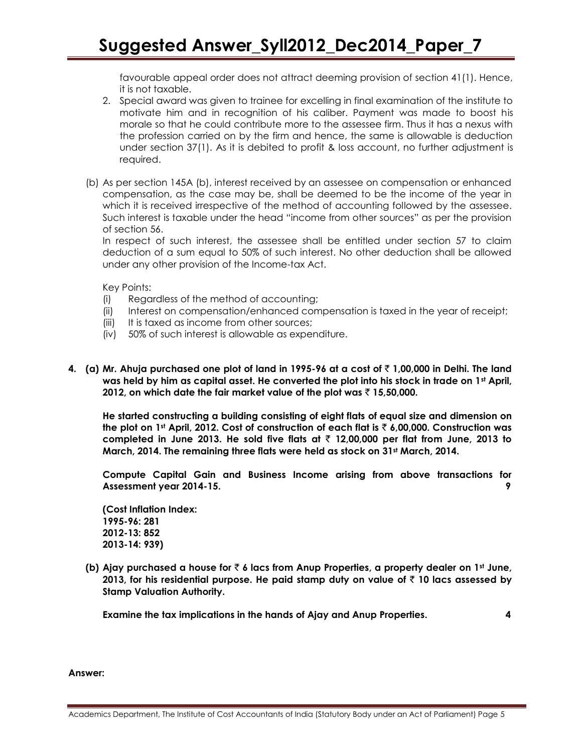favourable appeal order does not attract deeming provision of section 41(1). Hence, it is not taxable.

2. Special award was given to trainee for excelling in final examination of the institute to motivate him and in recognition of his caliber. Payment was made to boost his morale so that he could contribute more to the assessee firm. Thus it has a nexus with the profession carried on by the firm and hence, the same is allowable is deduction under section 37(1). As it is debited to profit & loss account, no further adjustment is required.

(b) As per section 145A (b), interest received by an assessee on compensation or enhanced compensation, as the case may be, shall be deemed to be the income of the year in which it is received irrespective of the method of accounting followed by the assessee. Such interest is taxable under the head "income from other sources" as per the provision of section 56.

In respect of such interest, the assessee shall be entitled under section 57 to claim deduction of a sum equal to 50% of such interest. No other deduction shall be allowed under any other provision of the Income-tax Act.

Key Points:

(i) Regardless of the method of accounting;
(ii) Interest on compensation/enhanced compensation is taxed in the year of receipt;
(iii) It is taxed as income from other sources;
(iv) 50% of such interest is allowable as expenditure.

**4. (a) Mr. Ahuja purchased one plot of land in 1995-96 at a cost of ₹ 1,00,000 in Delhi. The land was held by him as capital asset. He converted the plot into his stock in trade on 1st April, 2012, on which date the fair market value of the plot was ₹ 15,50,000.**

**He started constructing a building consisting of eight flats of equal size and dimension on the plot on 1st April, 2012. Cost of construction of each flat is ₹ 6,00,000. Construction was completed in June 2013. He sold five flats at ₹ 12,00,000 per flat from June, 2013 to March, 2014. The remaining three flats were held as stock on 31st March, 2014.**

**Compute Capital Gain and Business Income arising from above transactions for Assessment year 2014-15.** **9**

**(Cost Inflation Index:**
**1995-96: 281**
**2012-13: 852**
**2013-14: 939)**

**(b) Ajay purchased a house for ₹ 6 lacs from Anup Properties, a property dealer on 1st June, 2013, for his residential purpose. He paid stamp duty on value of ₹ 10 lacs assessed by Stamp Valuation Authority.**

**Examine the tax implications in the hands of Ajay and Anup Properties.** **4**

**Answer:**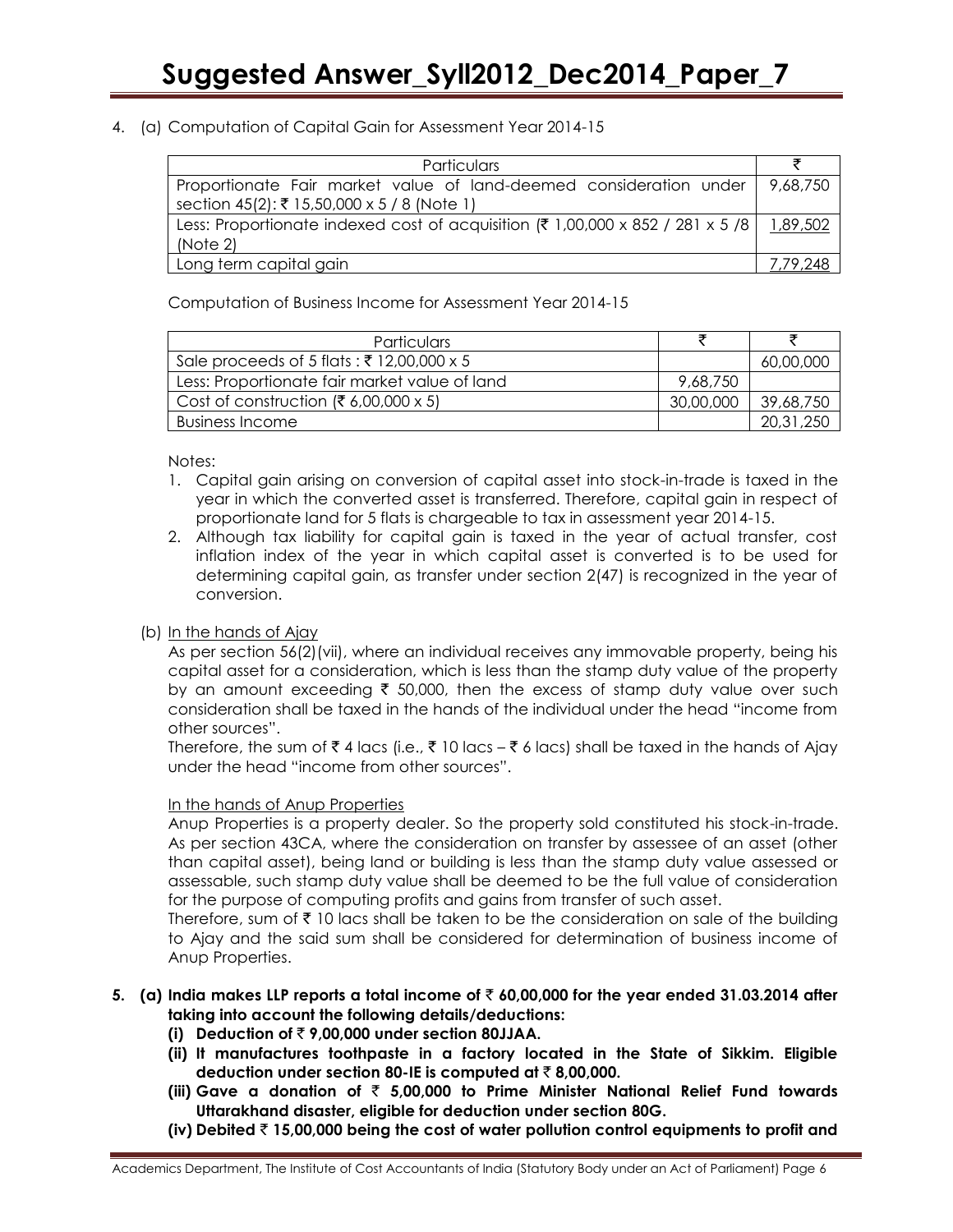4. (a) Computation of Capital Gain for Assessment Year 2014-15

| Particulars | ₹ |
|---|---|
| Proportionate Fair market value of land-deemed consideration under section 45(2): ₹ 15,50,000 x 5 / 8 (Note 1) | 9,68,750 |
| Less: Proportionate indexed cost of acquisition (₹ 1,00,000 x 852 / 281 x 5 /8 (Note 2) | 1,89,502 |
| Long term capital gain | 7,79,248 |

Computation of Business Income for Assessment Year 2014-15

| Particulars | ₹ | ₹ |
|---|---|---|
| Sale proceeds of 5 flats : ₹ 12,00,000 x 5 | | 60,00,000 |
| Less: Proportionate fair market value of land | 9,68,750 | |
| Cost of construction (₹ 6,00,000 x 5) | 30,00,000 | 39,68,750 |
| Business Income | | 20,31,250 |

Notes:

1. Capital gain arising on conversion of capital asset into stock-in-trade is taxed in the year in which the converted asset is transferred. Therefore, capital gain in respect of proportionate land for 5 flats is chargeable to tax in assessment year 2014-15.
2. Although tax liability for capital gain is taxed in the year of actual transfer, cost inflation index of the year in which capital asset is converted is to be used for determining capital gain, as transfer under section 2(47) is recognized in the year of conversion.

(b) In the hands of Ajay

As per section 56(2)(vii), where an individual receives any immovable property, being his capital asset for a consideration, which is less than the stamp duty value of the property by an amount exceeding ₹ 50,000, then the excess of stamp duty value over such consideration shall be taxed in the hands of the individual under the head "income from other sources".

Therefore, the sum of ₹ 4 lacs (i.e., ₹ 10 lacs – ₹ 6 lacs) shall be taxed in the hands of Ajay under the head "income from other sources".

In the hands of Anup Properties

Anup Properties is a property dealer. So the property sold constituted his stock-in-trade. As per section 43CA, where the consideration on transfer by assessee of an asset (other than capital asset), being land or building is less than the stamp duty value assessed or assessable, such stamp duty value shall be deemed to be the full value of consideration for the purpose of computing profits and gains from transfer of such asset.

Therefore, sum of ₹ 10 lacs shall be taken to be the consideration on sale of the building to Ajay and the said sum shall be considered for determination of business income of Anup Properties.

**5. (a) India makes LLP reports a total income of ₹ 60,00,000 for the year ended 31.03.2014 after taking into account the following details/deductions:**

**(i) Deduction of ₹ 9,00,000 under section 80JJAA.**

**(ii) It manufactures toothpaste in a factory located in the State of Sikkim. Eligible deduction under section 80-IE is computed at ₹ 8,00,000.**

**(iii) Gave a donation of ₹ 5,00,000 to Prime Minister National Relief Fund towards Uttarakhand disaster, eligible for deduction under section 80G.**

**(iv) Debited ₹ 15,00,000 being the cost of water pollution control equipments to profit and**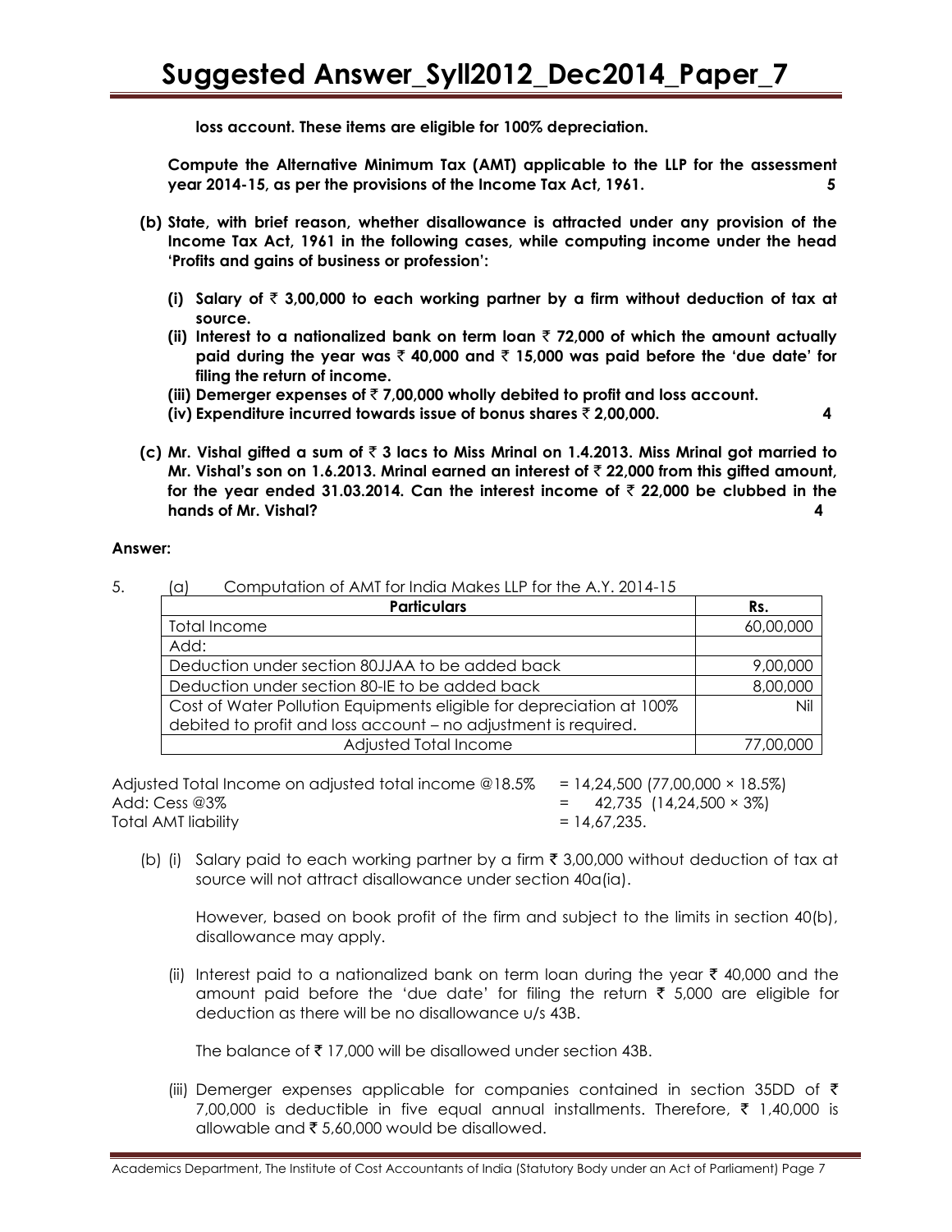**loss account. These items are eligible for 100% depreciation.**

**Compute the Alternative Minimum Tax (AMT) applicable to the LLP for the assessment year 2014-15, as per the provisions of the Income Tax Act, 1961. 5**

**(b) State, with brief reason, whether disallowance is attracted under any provision of the Income Tax Act, 1961 in the following cases, while computing income under the head 'Profits and gains of business or profession':**

**(i) Salary of ₹ 3,00,000 to each working partner by a firm without deduction of tax at source.**

**(ii) Interest to a nationalized bank on term loan ₹ 72,000 of which the amount actually paid during the year was ₹ 40,000 and ₹ 15,000 was paid before the 'due date' for filing the return of income.**

**(iii) Demerger expenses of ₹ 7,00,000 wholly debited to profit and loss account.**

**(iv) Expenditure incurred towards issue of bonus shares ₹ 2,00,000. 4**

**(c) Mr. Vishal gifted a sum of ₹ 3 lacs to Miss Mrinal on 1.4.2013. Miss Mrinal got married to Mr. Vishal's son on 1.6.2013. Mrinal earned an interest of ₹ 22,000 from this gifted amount, for the year ended 31.03.2014. Can the interest income of ₹ 22,000 be clubbed in the hands of Mr. Vishal? 4**

**Answer:**

5. (a) Computation of AMT for India Makes LLP for the A.Y. 2014-15

| Particulars | Rs. |
|---|---|
| Total Income | 60,00,000 |
| Add: | |
| Deduction under section 80JJAA to be added back | 9,00,000 |
| Deduction under section 80-IE to be added back | 8,00,000 |
| Cost of Water Pollution Equipments eligible for depreciation at 100% debited to profit and loss account – no adjustment is required. | Nil |
| Adjusted Total Income | 77,00,000 |

Adjusted Total Income on adjusted total income @18.5% = 14,24,500 (77,00,000 × 18.5%)
Add: Cess @3% = 42,735 (14,24,500 × 3%)
Total AMT liability = 14,67,235.

(b) (i) Salary paid to each working partner by a firm ₹ 3,00,000 without deduction of tax at source will not attract disallowance under section 40a(ia).

However, based on book profit of the firm and subject to the limits in section 40(b), disallowance may apply.

(ii) Interest paid to a nationalized bank on term loan during the year ₹ 40,000 and the amount paid before the 'due date' for filing the return ₹ 5,000 are eligible for deduction as there will be no disallowance u/s 43B.

The balance of ₹ 17,000 will be disallowed under section 43B.

(iii) Demerger expenses applicable for companies contained in section 35DD of ₹ 7,00,000 is deductible in five equal annual installments. Therefore, ₹ 1,40,000 is allowable and ₹ 5,60,000 would be disallowed.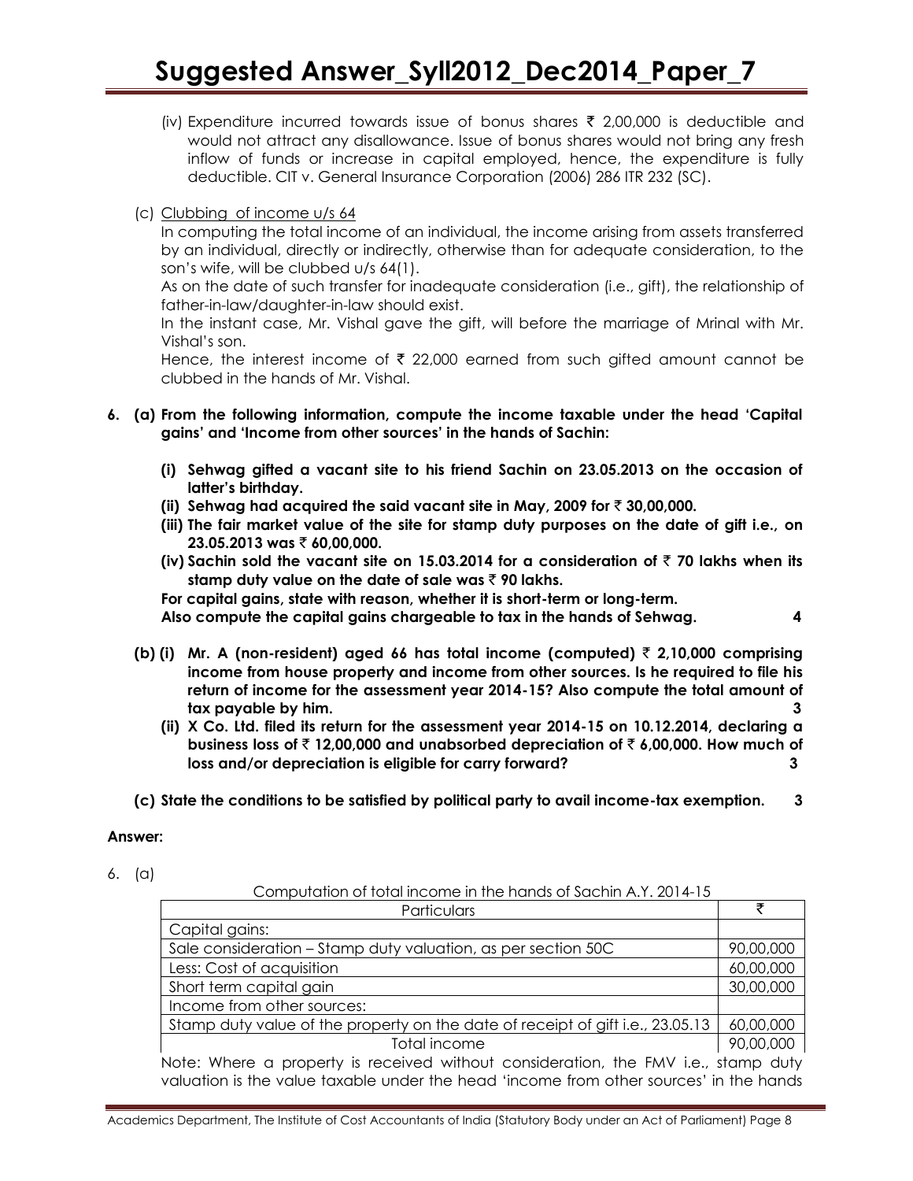(iv) Expenditure incurred towards issue of bonus shares ₹ 2,00,000 is deductible and would not attract any disallowance. Issue of bonus shares would not bring any fresh inflow of funds or increase in capital employed, hence, the expenditure is fully deductible. CIT v. General Insurance Corporation (2006) 286 ITR 232 (SC).

(c) Clubbing of income u/s 64

In computing the total income of an individual, the income arising from assets transferred by an individual, directly or indirectly, otherwise than for adequate consideration, to the son's wife, will be clubbed u/s 64(1).

As on the date of such transfer for inadequate consideration (i.e., gift), the relationship of father-in-law/daughter-in-law should exist.

In the instant case, Mr. Vishal gave the gift, will before the marriage of Mrinal with Mr. Vishal's son.

Hence, the interest income of ₹ 22,000 earned from such gifted amount cannot be clubbed in the hands of Mr. Vishal.

**6. (a) From the following information, compute the income taxable under the head 'Capital gains' and 'Income from other sources' in the hands of Sachin:**

**(i) Sehwag gifted a vacant site to his friend Sachin on 23.05.2013 on the occasion of latter's birthday.**

**(ii) Sehwag had acquired the said vacant site in May, 2009 for ₹ 30,00,000.**

**(iii) The fair market value of the site for stamp duty purposes on the date of gift i.e., on 23.05.2013 was ₹ 60,00,000.**

**(iv) Sachin sold the vacant site on 15.03.2014 for a consideration of ₹ 70 lakhs when its stamp duty value on the date of sale was ₹ 90 lakhs.**

**For capital gains, state with reason, whether it is short-term or long-term.**

**Also compute the capital gains chargeable to tax in the hands of Sehwag. 4**

**(b) (i) Mr. A (non-resident) aged 66 has total income (computed) ₹ 2,10,000 comprising income from house property and income from other sources. Is he required to file his return of income for the assessment year 2014-15? Also compute the total amount of tax payable by him. 3**

**(ii) X Co. Ltd. filed its return for the assessment year 2014-15 on 10.12.2014, declaring a business loss of ₹ 12,00,000 and unabsorbed depreciation of ₹ 6,00,000. How much of loss and/or depreciation is eligible for carry forward? 3**

**(c) State the conditions to be satisfied by political party to avail income-tax exemption. 3**

**Answer:**

6. (a)

Computation of total income in the hands of Sachin A.Y. 2014-15

| Particulars | ₹ |
|---|---|
| Capital gains: | |
| Sale consideration – Stamp duty valuation, as per section 50C | 90,00,000 |
| Less: Cost of acquisition | 60,00,000 |
| Short term capital gain | 30,00,000 |
| Income from other sources: | |
| Stamp duty value of the property on the date of receipt of gift i.e., 23.05.13 | 60,00,000 |
| Total income | 90,00,000 |

Note: Where a property is received without consideration, the FMV i.e., stamp duty valuation is the value taxable under the head 'income from other sources' in the hands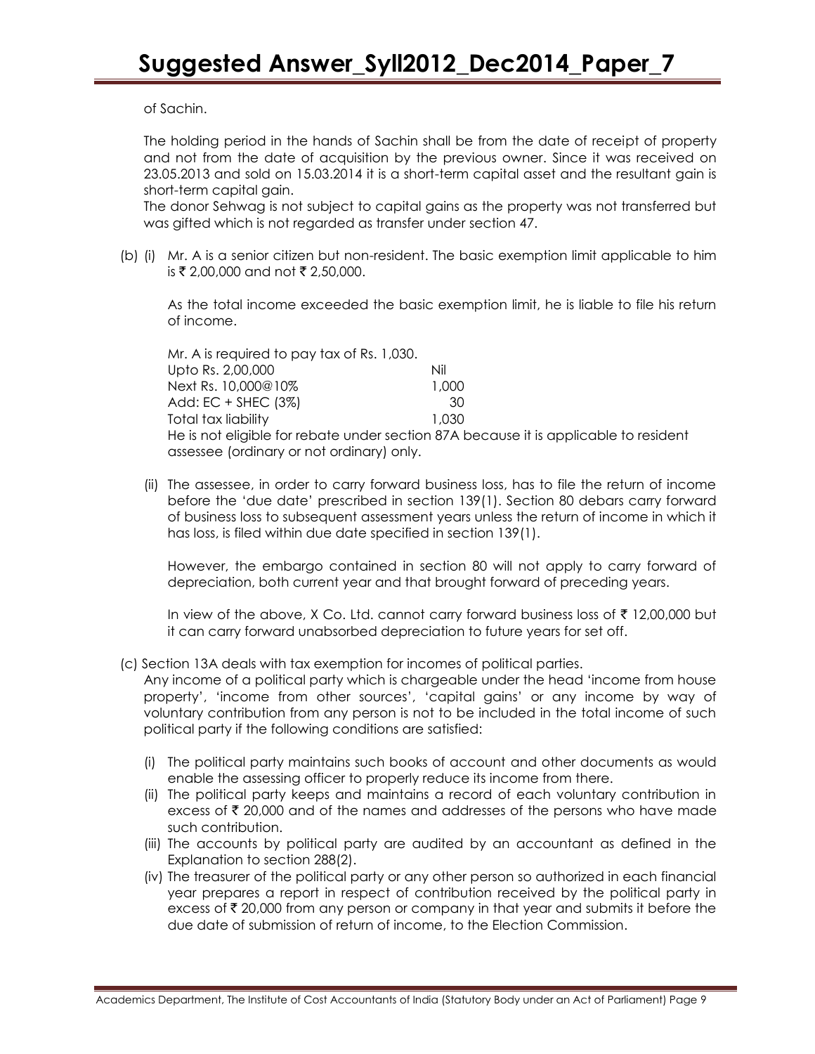of Sachin.

The holding period in the hands of Sachin shall be from the date of receipt of property and not from the date of acquisition by the previous owner. Since it was received on 23.05.2013 and sold on 15.03.2014 it is a short-term capital asset and the resultant gain is short-term capital gain.

The donor Sehwag is not subject to capital gains as the property was not transferred but was gifted which is not regarded as transfer under section 47.

(b) (i) Mr. A is a senior citizen but non-resident. The basic exemption limit applicable to him is ₹ 2,00,000 and not ₹ 2,50,000.

As the total income exceeded the basic exemption limit, he is liable to file his return of income.

Mr. A is required to pay tax of Rs. 1,030.

| | |
|---|---|
| Upto Rs. 2,00,000 | Nil |
| Next Rs. 10,000@10% | 1,000 |
| Add: EC + SHEC (3%) | 30 |
| Total tax liability | 1,030 |

He is not eligible for rebate under section 87A because it is applicable to resident assessee (ordinary or not ordinary) only.

(ii) The assessee, in order to carry forward business loss, has to file the return of income before the 'due date' prescribed in section 139(1). Section 80 debars carry forward of business loss to subsequent assessment years unless the return of income in which it has loss, is filed within due date specified in section 139(1).

However, the embargo contained in section 80 will not apply to carry forward of depreciation, both current year and that brought forward of preceding years.

In view of the above, X Co. Ltd. cannot carry forward business loss of ₹ 12,00,000 but it can carry forward unabsorbed depreciation to future years for set off.

(c) Section 13A deals with tax exemption for incomes of political parties.

Any income of a political party which is chargeable under the head 'income from house property', 'income from other sources', 'capital gains' or any income by way of voluntary contribution from any person is not to be included in the total income of such political party if the following conditions are satisfied:

(i) The political party maintains such books of account and other documents as would enable the assessing officer to properly reduce its income from there.
(ii) The political party keeps and maintains a record of each voluntary contribution in excess of ₹ 20,000 and of the names and addresses of the persons who have made such contribution.
(iii) The accounts by political party are audited by an accountant as defined in the Explanation to section 288(2).
(iv) The treasurer of the political party or any other person so authorized in each financial year prepares a report in respect of contribution received by the political party in excess of ₹ 20,000 from any person or company in that year and submits it before the due date of submission of return of income, to the Election Commission.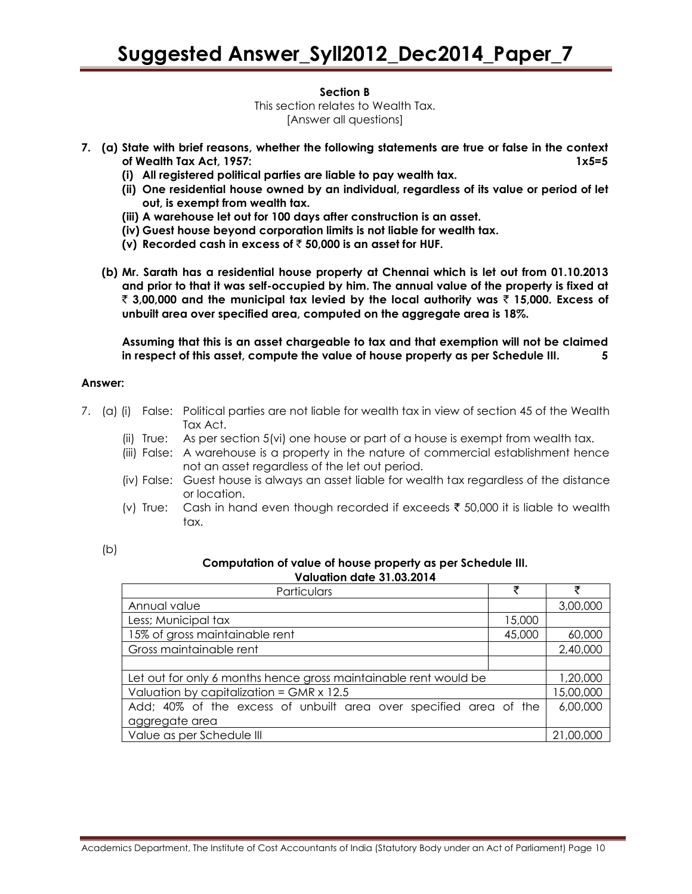### Section B

This section relates to Wealth Tax.
[Answer all questions]

**7. (a) State with brief reasons, whether the following statements are true or false in the context of Wealth Tax Act, 1957: 1x5=5**

**(i) All registered political parties are liable to pay wealth tax.**

**(ii) One residential house owned by an individual, regardless of its value or period of let out, is exempt from wealth tax.**

**(iii) A warehouse let out for 100 days after construction is an asset.**

**(iv) Guest house beyond corporation limits is not liable for wealth tax.**

**(v) Recorded cash in excess of ₹ 50,000 is an asset for HUF.**

**(b) Mr. Sarath has a residential house property at Chennai which is let out from 01.10.2013 and prior to that it was self-occupied by him. The annual value of the property is fixed at ₹ 3,00,000 and the municipal tax levied by the local authority was ₹ 15,000. Excess of unbuilt area over specified area, computed on the aggregate area is 18%.**

**Assuming that this is an asset chargeable to tax and that exemption will not be claimed in respect of this asset, compute the value of house property as per Schedule III. 5**

**Answer:**

7. (a) (i) False: Political parties are not liable for wealth tax in view of section 45 of the Wealth Tax Act.

(ii) True: As per section 5(vi) one house or part of a house is exempt from wealth tax.

(iii) False: A warehouse is a property in the nature of commercial establishment hence not an asset regardless of the let out period.

(iv) False: Guest house is always an asset liable for wealth tax regardless of the distance or location.

(v) True: Cash in hand even though recorded if exceeds ₹ 50,000 it is liable to wealth tax.

(b)

**Computation of value of house property as per Schedule III.**
**Valuation date 31.03.2014**

| Particulars | ₹ | ₹ |
|---|---|---|
| Annual value | | 3,00,000 |
| Less; Municipal tax | 15,000 | |
| 15% of gross maintainable rent | 45,000 | 60,000 |
| Gross maintainable rent | | 2,40,000 |
| | | |
| Let out for only 6 months hence gross maintainable rent would be | | 1,20,000 |
| Valuation by capitalization = GMR x 12.5 | | 15,00,000 |
| Add; 40% of the excess of unbuilt area over specified area of the aggregate area | | 6,00,000 |
| Value as per Schedule III | | 21,00,000 |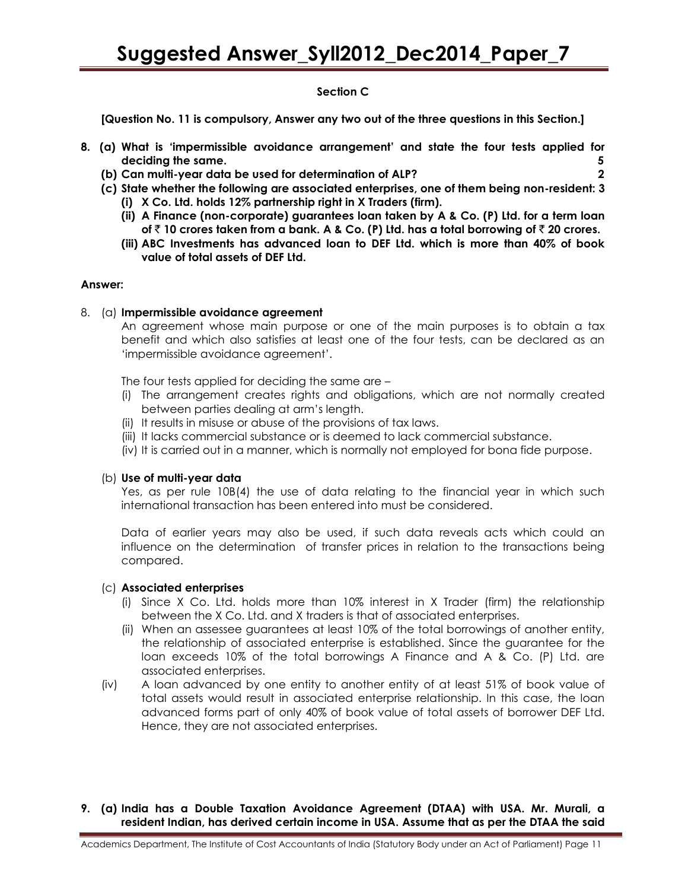### Section C

**[Question No. 11 is compulsory, Answer any two out of the three questions in this Section.]**

**8. (a) What is 'impermissible avoidance arrangement' and state the four tests applied for deciding the same. 5**

**(b) Can multi-year data be used for determination of ALP? 2**

**(c) State whether the following are associated enterprises, one of them being non-resident: 3**

**(i) X Co. Ltd. holds 12% partnership right in X Traders (firm).**

**(ii) A Finance (non-corporate) guarantees loan taken by A & Co. (P) Ltd. for a term loan of ₹ 10 crores taken from a bank. A & Co. (P) Ltd. has a total borrowing of ₹ 20 crores.**

**(iii) ABC Investments has advanced loan to DEF Ltd. which is more than 40% of book value of total assets of DEF Ltd.**

**Answer:**

8. (a) **Impermissible avoidance agreement**

An agreement whose main purpose or one of the main purposes is to obtain a tax benefit and which also satisfies at least one of the four tests, can be declared as an 'impermissible avoidance agreement'.

The four tests applied for deciding the same are –

(i) The arrangement creates rights and obligations, which are not normally created between parties dealing at arm's length.

(ii) It results in misuse or abuse of the provisions of tax laws.

(iii) It lacks commercial substance or is deemed to lack commercial substance.

(iv) It is carried out in a manner, which is normally not employed for bona fide purpose.

(b) **Use of multi-year data**

Yes, as per rule 10B(4) the use of data relating to the financial year in which such international transaction has been entered into must be considered.

Data of earlier years may also be used, if such data reveals acts which could an influence on the determination of transfer prices in relation to the transactions being compared.

(c) **Associated enterprises**

(i) Since X Co. Ltd. holds more than 10% interest in X Trader (firm) the relationship between the X Co. Ltd. and X traders is that of associated enterprises.

(ii) When an assessee guarantees at least 10% of the total borrowings of another entity, the relationship of associated enterprise is established. Since the guarantee for the loan exceeds 10% of the total borrowings A Finance and A & Co. (P) Ltd. are associated enterprises.

(iv) A loan advanced by one entity to another entity of at least 51% of book value of total assets would result in associated enterprise relationship. In this case, the loan advanced forms part of only 40% of book value of total assets of borrower DEF Ltd. Hence, they are not associated enterprises.

**9. (a) India has a Double Taxation Avoidance Agreement (DTAA) with USA. Mr. Murali, a resident Indian, has derived certain income in USA. Assume that as per the DTAA the said**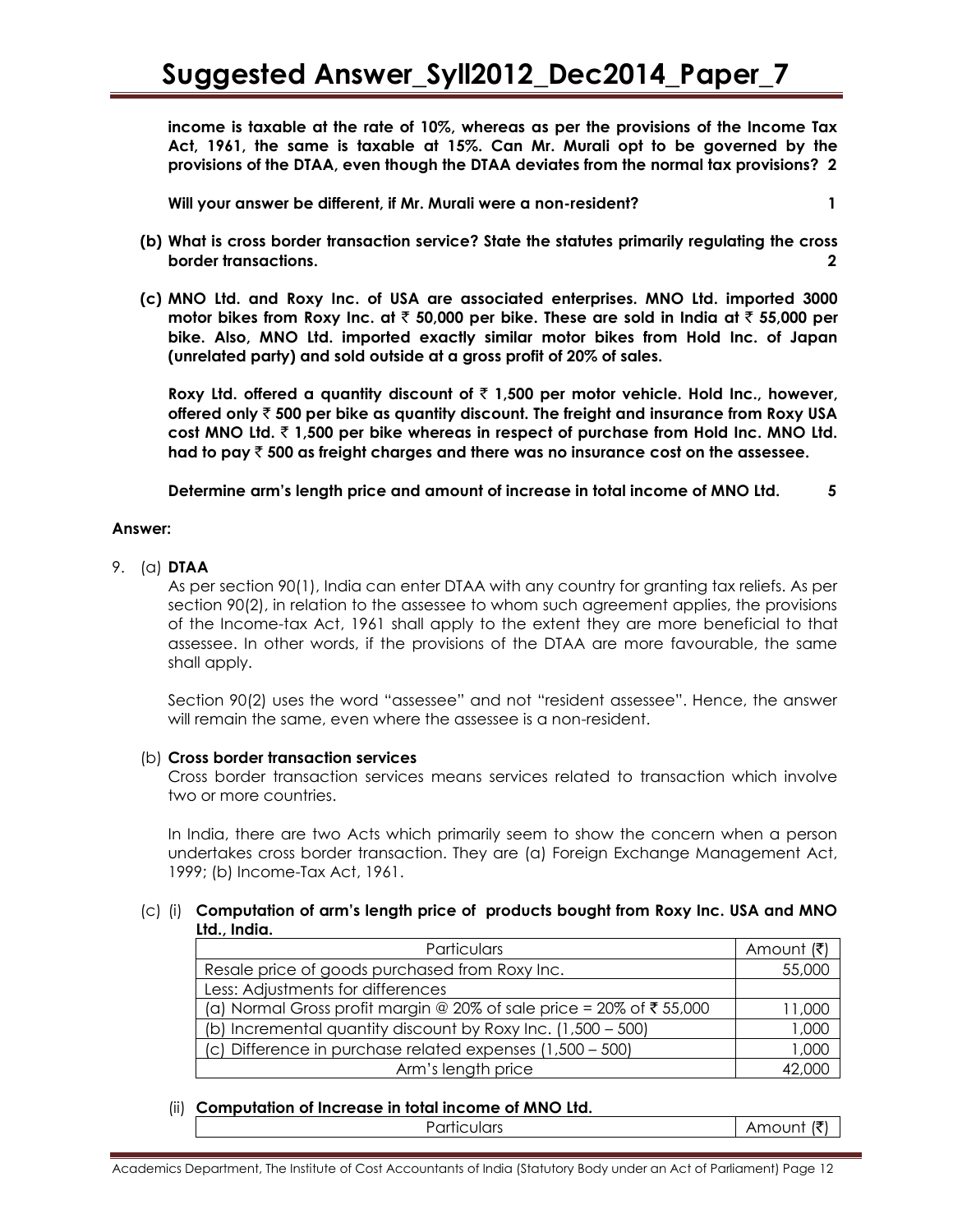**income is taxable at the rate of 10%, whereas as per the provisions of the Income Tax Act, 1961, the same is taxable at 15%. Can Mr. Murali opt to be governed by the provisions of the DTAA, even though the DTAA deviates from the normal tax provisions? 2**

**Will your answer be different, if Mr. Murali were a non-resident? 1**

**(b) What is cross border transaction service? State the statutes primarily regulating the cross border transactions. 2**

**(c) MNO Ltd. and Roxy Inc. of USA are associated enterprises. MNO Ltd. imported 3000 motor bikes from Roxy Inc. at ₹ 50,000 per bike. These are sold in India at ₹ 55,000 per bike. Also, MNO Ltd. imported exactly similar motor bikes from Hold Inc. of Japan (unrelated party) and sold outside at a gross profit of 20% of sales.**

**Roxy Ltd. offered a quantity discount of ₹ 1,500 per motor vehicle. Hold Inc., however, offered only ₹ 500 per bike as quantity discount. The freight and insurance from Roxy USA cost MNO Ltd. ₹ 1,500 per bike whereas in respect of purchase from Hold Inc. MNO Ltd. had to pay ₹ 500 as freight charges and there was no insurance cost on the assessee.**

**Determine arm's length price and amount of increase in total income of MNO Ltd. 5**

**Answer:**

9. (a) **DTAA**

As per section 90(1), India can enter DTAA with any country for granting tax reliefs. As per section 90(2), in relation to the assessee to whom such agreement applies, the provisions of the Income-tax Act, 1961 shall apply to the extent they are more beneficial to that assessee. In other words, if the provisions of the DTAA are more favourable, the same shall apply.

Section 90(2) uses the word "assessee" and not "resident assessee". Hence, the answer will remain the same, even where the assessee is a non-resident.

(b) **Cross border transaction services**

Cross border transaction services means services related to transaction which involve two or more countries.

In India, there are two Acts which primarily seem to show the concern when a person undertakes cross border transaction. They are (a) Foreign Exchange Management Act, 1999; (b) Income-Tax Act, 1961.

(c) (i) **Computation of arm's length price of products bought from Roxy Inc. USA and MNO Ltd., India.**

| Particulars | Amount (₹) |
|---|---|
| Resale price of goods purchased from Roxy Inc. | 55,000 |
| Less: Adjustments for differences | |
| (a) Normal Gross profit margin @ 20% of sale price = 20% of ₹ 55,000 | 11,000 |
| (b) Incremental quantity discount by Roxy Inc. (1,500 – 500) | 1,000 |
| (c) Difference in purchase related expenses (1,500 – 500) | 1,000 |
| Arm's length price | 42,000 |

(ii) **Computation of Increase in total income of MNO Ltd.**

| Particulars | Amount (₹) |
|---|---|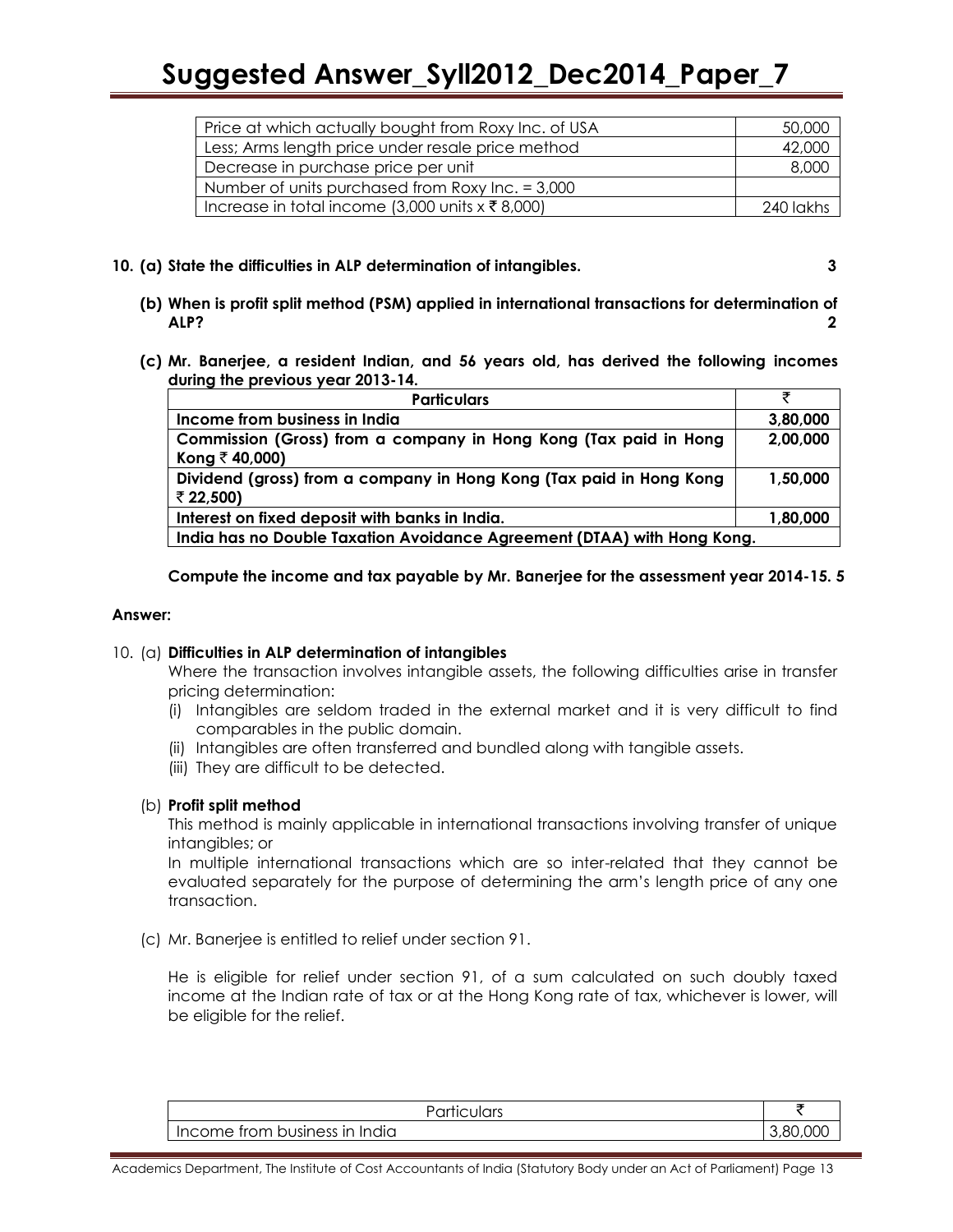| Price at which actually bought from Roxy Inc. of USA | 50,000 |
|---|---|
| Less; Arms length price under resale price method | 42,000 |
| Decrease in purchase price per unit | 8,000 |
| Number of units purchased from Roxy Inc. = 3,000 | |
| Increase in total income (3,000 units x ₹ 8,000) | 240 lakhs |

**10. (a) State the difficulties in ALP determination of intangibles. 3**

**(b) When is profit split method (PSM) applied in international transactions for determination of ALP? 2**

**(c) Mr. Banerjee, a resident Indian, and 56 years old, has derived the following incomes during the previous year 2013-14.**

| Particulars | ₹ |
|---|---|
| **Income from business in India** | **3,80,000** |
| **Commission (Gross) from a company in Hong Kong (Tax paid in Hong Kong ₹ 40,000)** | **2,00,000** |
| **Dividend (gross) from a company in Hong Kong (Tax paid in Hong Kong ₹ 22,500)** | **1,50,000** |
| **Interest on fixed deposit with banks in India.** | **1,80,000** |
| **India has no Double Taxation Avoidance Agreement (DTAA) with Hong Kong.** | |

**Compute the income and tax payable by Mr. Banerjee for the assessment year 2014-15. 5**

**Answer:**

10. (a) **Difficulties in ALP determination of intangibles**

Where the transaction involves intangible assets, the following difficulties arise in transfer pricing determination:

(i) Intangibles are seldom traded in the external market and it is very difficult to find comparables in the public domain.

(ii) Intangibles are often transferred and bundled along with tangible assets.

(iii) They are difficult to be detected.

(b) **Profit split method**

This method is mainly applicable in international transactions involving transfer of unique intangibles; or

In multiple international transactions which are so inter-related that they cannot be evaluated separately for the purpose of determining the arm's length price of any one transaction.

(c) Mr. Banerjee is entitled to relief under section 91.

He is eligible for relief under section 91, of a sum calculated on such doubly taxed income at the Indian rate of tax or at the Hong Kong rate of tax, whichever is lower, will be eligible for the relief.

| Particulars | ₹ |
|---|---|
| Income from business in India | 3,80,000 |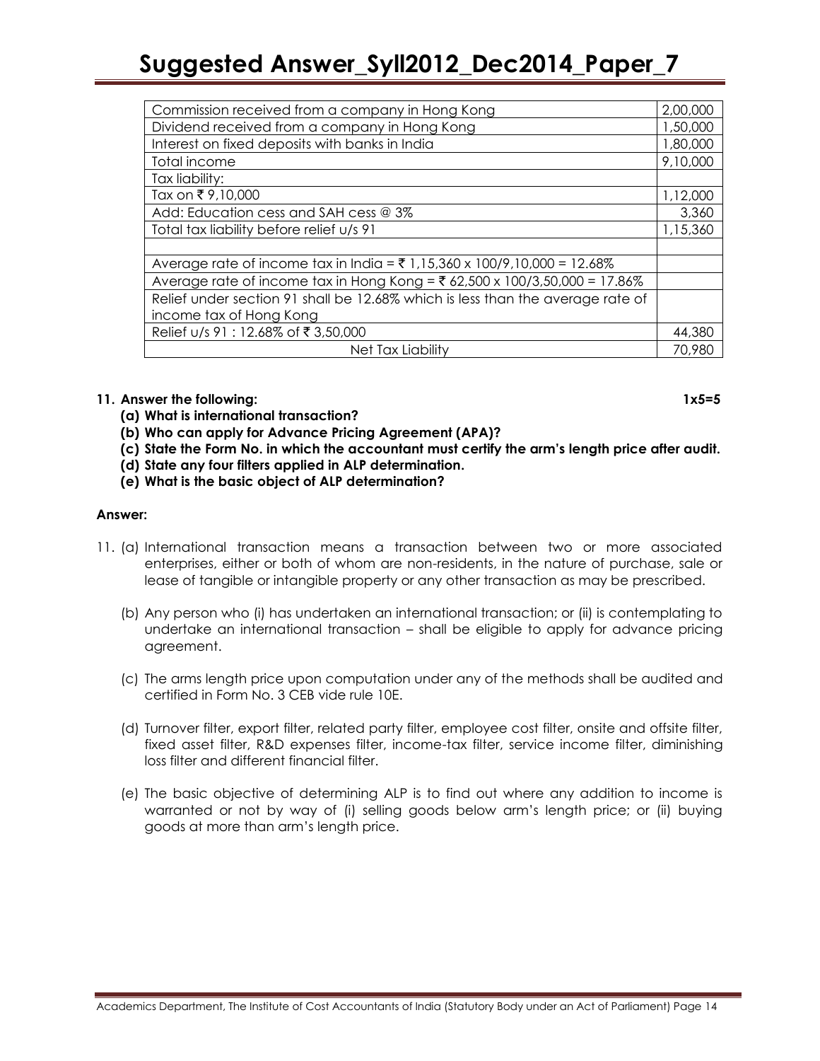| | |
|---|---|
| Commission received from a company in Hong Kong | 2,00,000 |
| Dividend received from a company in Hong Kong | 1,50,000 |
| Interest on fixed deposits with banks in India | 1,80,000 |
| Total income | 9,10,000 |
| Tax liability: | |
| Tax on ₹ 9,10,000 | 1,12,000 |
| Add: Education cess and SAH cess @ 3% | 3,360 |
| Total tax liability before relief u/s 91 | 1,15,360 |
| | |
| Average rate of income tax in India = ₹ 1,15,360 x 100/9,10,000 = 12.68% | |
| Average rate of income tax in Hong Kong = ₹ 62,500 x 100/3,50,000 = 17.86% | |
| Relief under section 91 shall be 12.68% which is less than the average rate of income tax of Hong Kong | |
| Relief u/s 91 : 12.68% of ₹ 3,50,000 | 44,380 |
| Net Tax Liability | 70,980 |

**11. Answer the following: 1x5=5**

**(a) What is international transaction?**

**(b) Who can apply for Advance Pricing Agreement (APA)?**

**(c) State the Form No. in which the accountant must certify the arm's length price after audit.**

**(d) State any four filters applied in ALP determination.**

**(e) What is the basic object of ALP determination?**

**Answer:**

11. (a) International transaction means a transaction between two or more associated enterprises, either or both of whom are non-residents, in the nature of purchase, sale or lease of tangible or intangible property or any other transaction as may be prescribed.

(b) Any person who (i) has undertaken an international transaction; or (ii) is contemplating to undertake an international transaction – shall be eligible to apply for advance pricing agreement.

(c) The arms length price upon computation under any of the methods shall be audited and certified in Form No. 3 CEB vide rule 10E.

(d) Turnover filter, export filter, related party filter, employee cost filter, onsite and offsite filter, fixed asset filter, R&D expenses filter, income-tax filter, service income filter, diminishing loss filter and different financial filter.

(e) The basic objective of determining ALP is to find out where any addition to income is warranted or not by way of (i) selling goods below arm's length price; or (ii) buying goods at more than arm's length price.